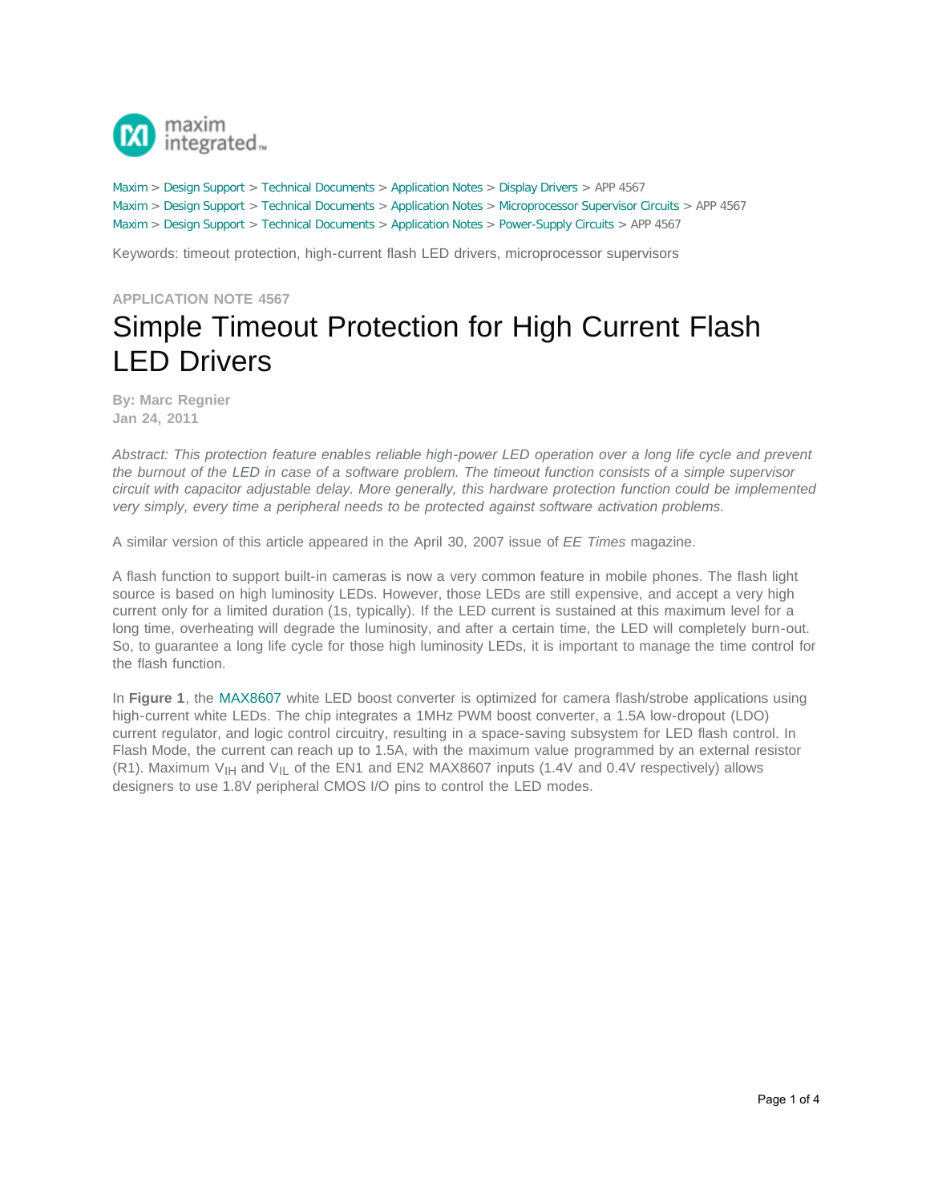Maxim > Design Support > Technical Documents > Application Notes > Display Drivers > APP 4567
Maxim > Design Support > Technical Documents > Application Notes > Microprocessor Supervisor Circuits > APP 4567
Maxim > Design Support > Technical Documents > Application Notes > Power-Supply Circuits > APP 4567

Keywords: timeout protection, high-current flash LED drivers, microprocessor supervisors

**APPLICATION NOTE 4567**

# Simple Timeout Protection for High Current Flash LED Drivers

**By: Marc Regnier**
**Jan 24, 2011**

*Abstract: This protection feature enables reliable high-power LED operation over a long life cycle and prevent the burnout of the LED in case of a software problem. The timeout function consists of a simple supervisor circuit with capacitor adjustable delay. More generally, this hardware protection function could be implemented very simply, every time a peripheral needs to be protected against software activation problems.*

A similar version of this article appeared in the April 30, 2007 issue of *EE Times* magazine.

A flash function to support built-in cameras is now a very common feature in mobile phones. The flash light source is based on high luminosity LEDs. However, those LEDs are still expensive, and accept a very high current only for a limited duration (1s, typically). If the LED current is sustained at this maximum level for a long time, overheating will degrade the luminosity, and after a certain time, the LED will completely burn-out. So, to guarantee a long life cycle for those high luminosity LEDs, it is important to manage the time control for the flash function.

In **Figure 1**, the MAX8607 white LED boost converter is optimized for camera flash/strobe applications using high-current white LEDs. The chip integrates a 1MHz PWM boost converter, a 1.5A low-dropout (LDO) current regulator, and logic control circuitry, resulting in a space-saving subsystem for LED flash control. In Flash Mode, the current can reach up to 1.5A, with the maximum value programmed by an external resistor (R1). Maximum $V_{IH}$ and $V_{IL}$ of the EN1 and EN2 MAX8607 inputs (1.4V and 0.4V respectively) allows designers to use 1.8V peripheral CMOS I/O pins to control the LED modes.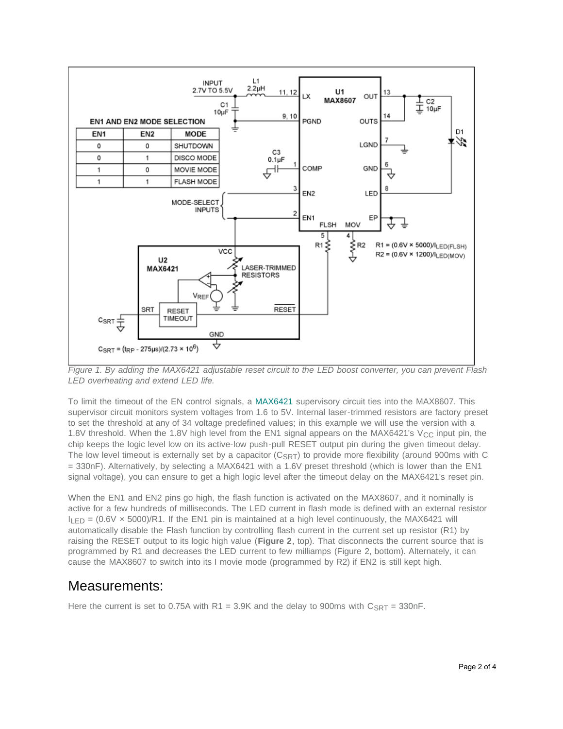*Figure 1. By adding the MAX6421 adjustable reset circuit to the LED boost converter, you can prevent Flash LED overheating and extend LED life.*

To limit the timeout of the EN control signals, a MAX6421 supervisory circuit ties into the MAX8607. This supervisor circuit monitors system voltages from 1.6 to 5V. Internal laser-trimmed resistors are factory preset to set the threshold at any of 34 voltage predefined values; in this example we will use the version with a 1.8V threshold. When the 1.8V high level from the EN1 signal appears on the MAX6421's $V_{CC}$ input pin, the chip keeps the logic level low on its active-low push-pull RESET output pin during the given timeout delay. The low level timeout is externally set by a capacitor ($C_{SRT}$) to provide more flexibility (around 900ms with C = 330nF). Alternatively, by selecting a MAX6421 with a 1.6V preset threshold (which is lower than the EN1 signal voltage), you can ensure to get a high logic level after the timeout delay on the MAX6421's reset pin.

When the EN1 and EN2 pins go high, the flash function is activated on the MAX8607, and it nominally is active for a few hundreds of milliseconds. The LED current in flash mode is defined with an external resistor $I_{LED} = (0.6V \times 5000)/R1$. If the EN1 pin is maintained at a high level continuously, the MAX6421 will automatically disable the Flash function by controlling flash current in the current set up resistor (R1) by raising the RESET output to its logic high value (**Figure 2**, top). That disconnects the current source that is programmed by R1 and decreases the LED current to few milliamps (Figure 2, bottom). Alternately, it can cause the MAX8607 to switch into its I movie mode (programmed by R2) if EN2 is still kept high.

## Measurements:

Here the current is set to 0.75A with R1 = 3.9K and the delay to 900ms with $C_{SRT}$ = 330nF.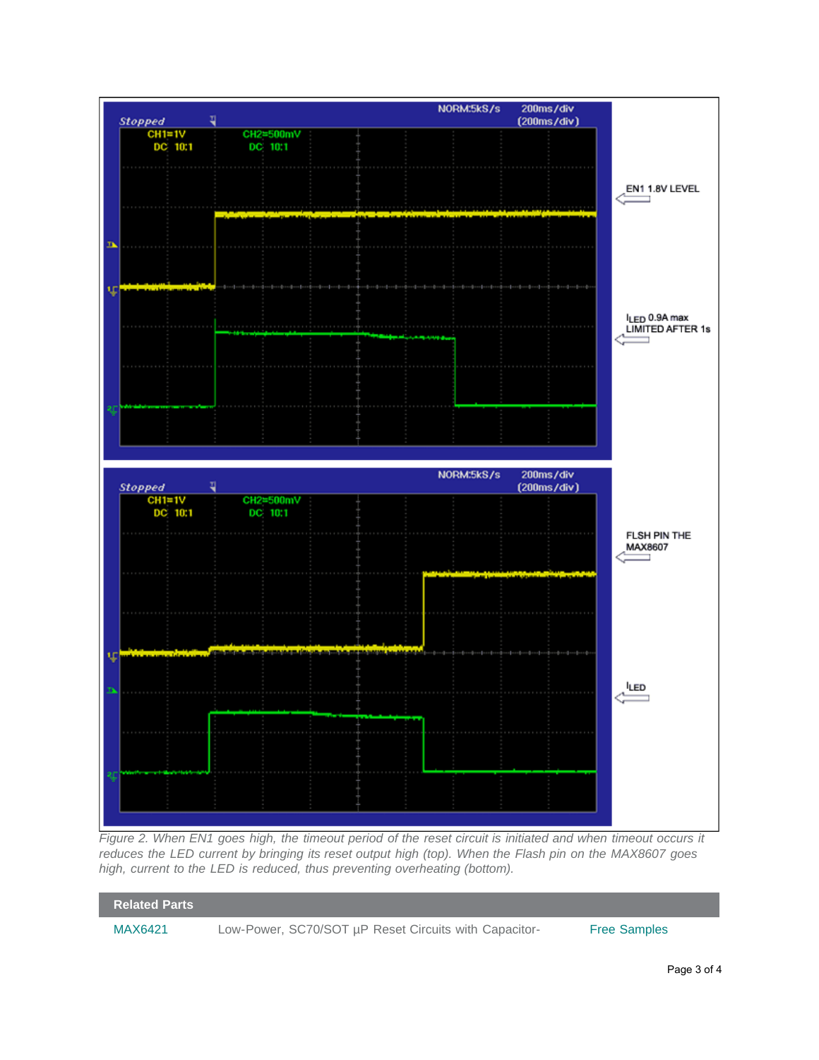*Figure 2. When EN1 goes high, the timeout period of the reset circuit is initiated and when timeout occurs it reduces the LED current by bringing its reset output high (top). When the Flash pin on the MAX8607 goes high, current to the LED is reduced, thus preventing overheating (bottom).*

## Related Parts

| | | |
|---|---|---|
| MAX6421 | Low-Power, SC70/SOT µP Reset Circuits with Capacitor- | Free Samples |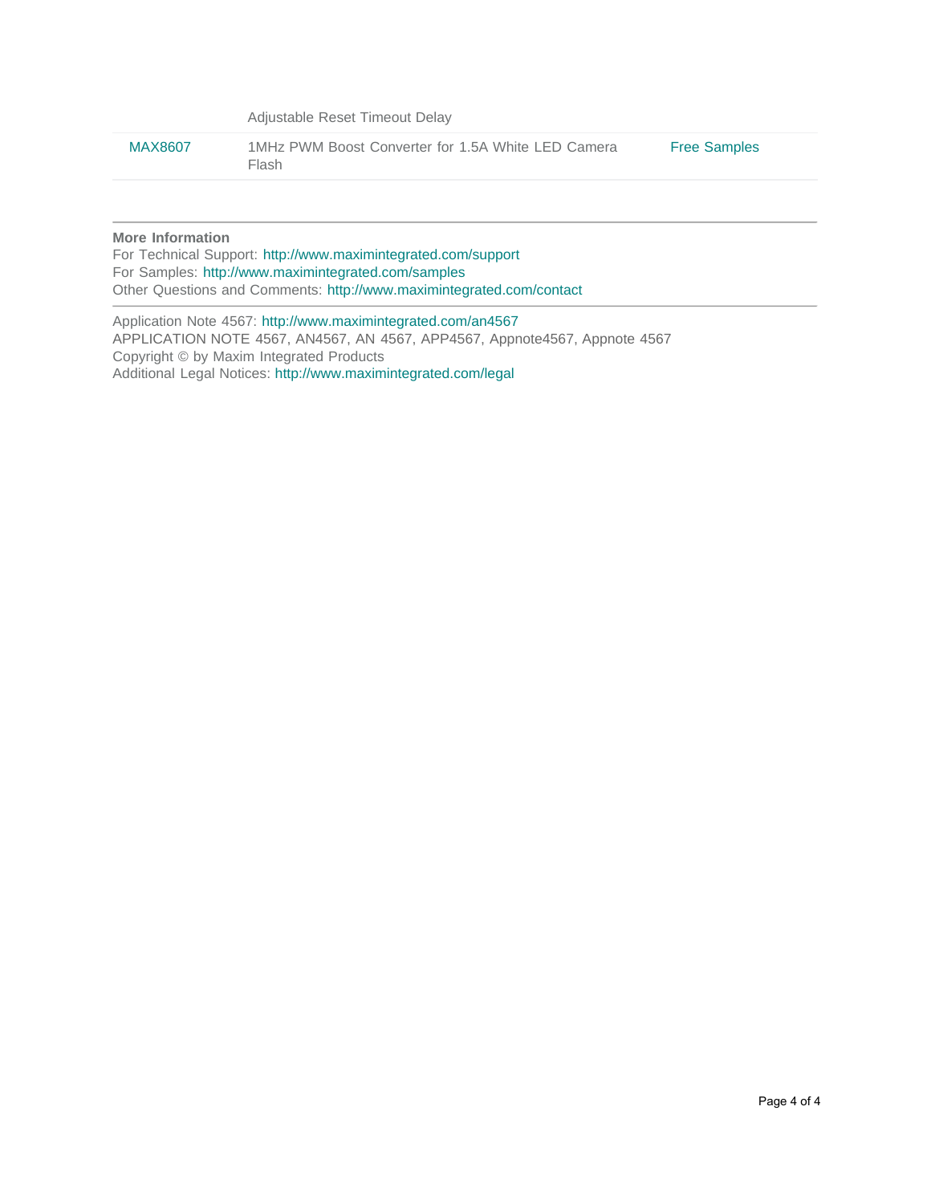| | | |
|---|---|---|
| | Adjustable Reset Timeout Delay | |
| MAX8607 | 1MHz PWM Boost Converter for 1.5A White LED Camera Flash | Free Samples |

**More Information**
For Technical Support: http://www.maximintegrated.com/support
For Samples: http://www.maximintegrated.com/samples
Other Questions and Comments: http://www.maximintegrated.com/contact

Application Note 4567: http://www.maximintegrated.com/an4567
APPLICATION NOTE 4567, AN4567, AN 4567, APP4567, Appnote4567, Appnote 4567
Copyright © by Maxim Integrated Products
Additional Legal Notices: http://www.maximintegrated.com/legal